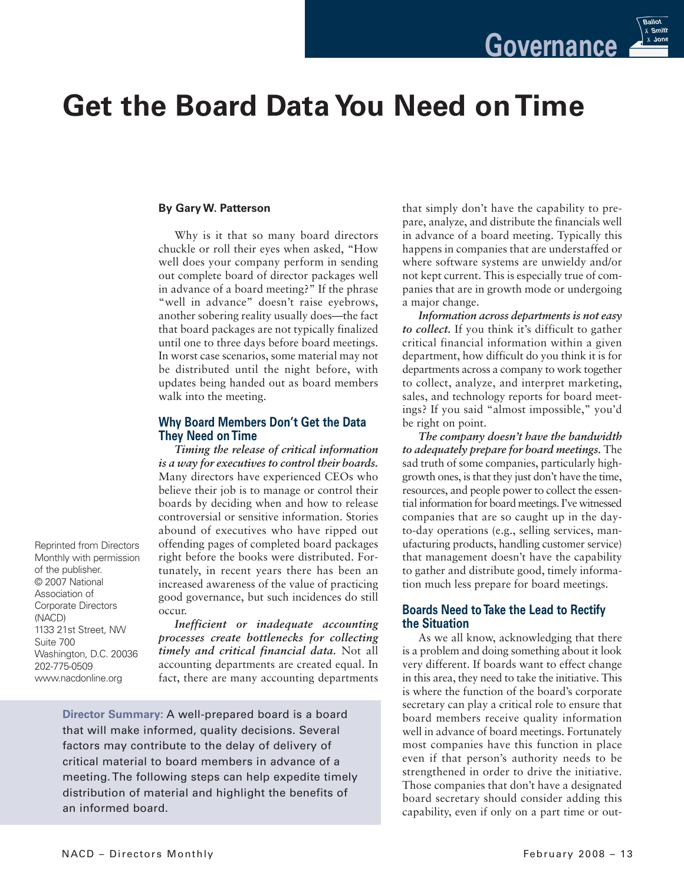Governance

# Get the Board Data You Need on Time

**By Gary W. Patterson**

Why is it that so many board directors chuckle or roll their eyes when asked, "How well does your company perform in sending out complete board of director packages well in advance of a board meeting?" If the phrase "well in advance" doesn't raise eyebrows, another sobering reality usually does—the fact that board packages are not typically finalized until one to three days before board meetings. In worst case scenarios, some material may not be distributed until the night before, with updates being handed out as board members walk into the meeting.

## Why Board Members Don't Get the Data They Need on Time

***Timing the release of critical information is a way for executives to control their boards.*** Many directors have experienced CEOs who believe their job is to manage or control their boards by deciding when and how to release controversial or sensitive information. Stories abound of executives who have ripped out offending pages of completed board packages right before the books were distributed. Fortunately, in recent years there has been an increased awareness of the value of practicing good governance, but such incidences do still occur.

***Inefficient or inadequate accounting processes create bottlenecks for collecting timely and critical financial data.*** Not all accounting departments are created equal. In fact, there are many accounting departments that simply don't have the capability to prepare, analyze, and distribute the financials well in advance of a board meeting. Typically this happens in companies that are understaffed or where software systems are unwieldy and/or not kept current. This is especially true of companies that are in growth mode or undergoing a major change.

***Information across departments is not easy to collect.*** If you think it's difficult to gather critical financial information within a given department, how difficult do you think it is for departments across a company to work together to collect, analyze, and interpret marketing, sales, and technology reports for board meetings? If you said "almost impossible," you'd be right on point.

***The company doesn't have the bandwidth to adequately prepare for board meetings.*** The sad truth of some companies, particularly high-growth ones, is that they just don't have the time, resources, and people power to collect the essential information for board meetings. I've witnessed companies that are so caught up in the day-to-day operations (e.g., selling services, manufacturing products, handling customer service) that management doesn't have the capability to gather and distribute good, timely information much less prepare for board meetings.

## Boards Need to Take the Lead to Rectify the Situation

As we all know, acknowledging that there is a problem and doing something about it look very different. If boards want to effect change in this area, they need to take the initiative. This is where the function of the board's corporate secretary can play a critical role to ensure that board members receive quality information well in advance of board meetings. Fortunately most companies have this function in place even if that person's authority needs to be strengthened in order to drive the initiative. Those companies that don't have a designated board secretary should consider adding this capability, even if only on a part time or out-

Reprinted from Directors Monthly with permission of the publisher.
© 2007 National Association of Corporate Directors (NACD)
1133 21st Street, NW
Suite 700
Washington, D.C. 20036
202-775-0509
www.nacdonline.org

**Director Summary:** A well-prepared board is a board that will make informed, quality decisions. Several factors may contribute to the delay of delivery of critical material to board members in advance of a meeting. The following steps can help expedite timely distribution of material and highlight the benefits of an informed board.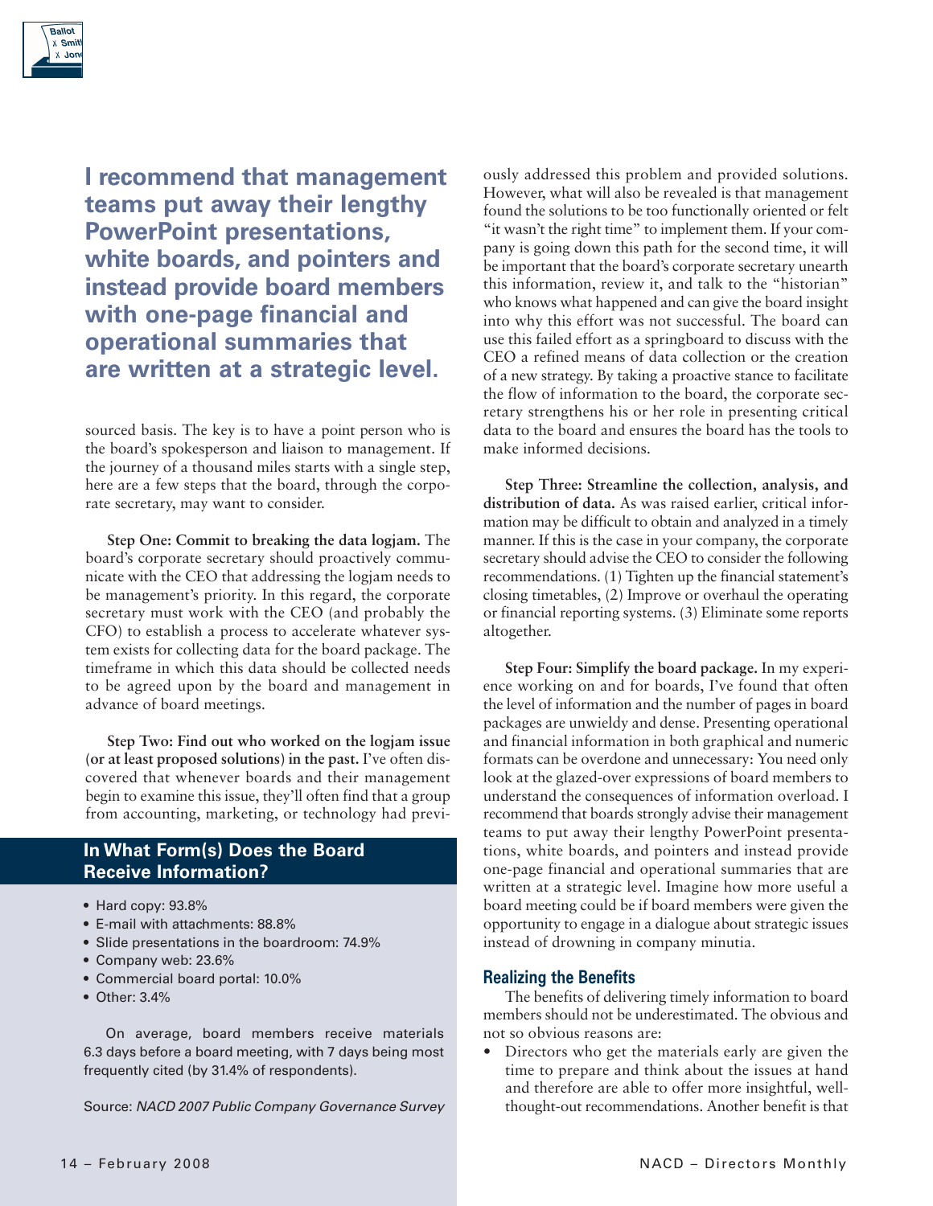**I recommend that management teams put away their lengthy PowerPoint presentations, white boards, and pointers and instead provide board members with one-page financial and operational summaries that are written at a strategic level.**

sourced basis. The key is to have a point person who is the board's spokesperson and liaison to management. If the journey of a thousand miles starts with a single step, here are a few steps that the board, through the corporate secretary, may want to consider.

**Step One: Commit to breaking the data logjam.** The board's corporate secretary should proactively communicate with the CEO that addressing the logjam needs to be management's priority. In this regard, the corporate secretary must work with the CEO (and probably the CFO) to establish a process to accelerate whatever system exists for collecting data for the board package. The timeframe in which this data should be collected needs to be agreed upon by the board and management in advance of board meetings.

**Step Two: Find out who worked on the logjam issue (or at least proposed solutions) in the past.** I've often discovered that whenever boards and their management begin to examine this issue, they'll often find that a group from accounting, marketing, or technology had previously addressed this problem and provided solutions. However, what will also be revealed is that management found the solutions to be too functionally oriented or felt "it wasn't the right time" to implement them. If your company is going down this path for the second time, it will be important that the board's corporate secretary unearth this information, review it, and talk to the "historian" who knows what happened and can give the board insight into why this effort was not successful. The board can use this failed effort as a springboard to discuss with the CEO a refined means of data collection or the creation of a new strategy. By taking a proactive stance to facilitate the flow of information to the board, the corporate secretary strengthens his or her role in presenting critical data to the board and ensures the board has the tools to make informed decisions.

**Step Three: Streamline the collection, analysis, and distribution of data.** As was raised earlier, critical information may be difficult to obtain and analyzed in a timely manner. If this is the case in your company, the corporate secretary should advise the CEO to consider the following recommendations. (1) Tighten up the financial statement's closing timetables, (2) Improve or overhaul the operating or financial reporting systems. (3) Eliminate some reports altogether.

**Step Four: Simplify the board package.** In my experience working on and for boards, I've found that often the level of information and the number of pages in board packages are unwieldy and dense. Presenting operational and financial information in both graphical and numeric formats can be overdone and unnecessary: You need only look at the glazed-over expressions of board members to understand the consequences of information overload. I recommend that boards strongly advise their management teams to put away their lengthy PowerPoint presentations, white boards, and pointers and instead provide one-page financial and operational summaries that are written at a strategic level. Imagine how more useful a board meeting could be if board members were given the opportunity to engage in a dialogue about strategic issues instead of drowning in company minutia.

## Realizing the Benefits

The benefits of delivering timely information to board members should not be underestimated. The obvious and not so obvious reasons are:

- Directors who get the materials early are given the time to prepare and think about the issues at hand and therefore are able to offer more insightful, well-thought-out recommendations. Another benefit is that

### In What Form(s) Does the Board Receive Information?

- Hard copy: 93.8%
- E-mail with attachments: 88.8%
- Slide presentations in the boardroom: 74.9%
- Company web: 23.6%
- Commercial board portal: 10.0%
- Other: 3.4%

On average, board members receive materials 6.3 days before a board meeting, with 7 days being most frequently cited (by 31.4% of respondents).

Source: *NACD 2007 Public Company Governance Survey*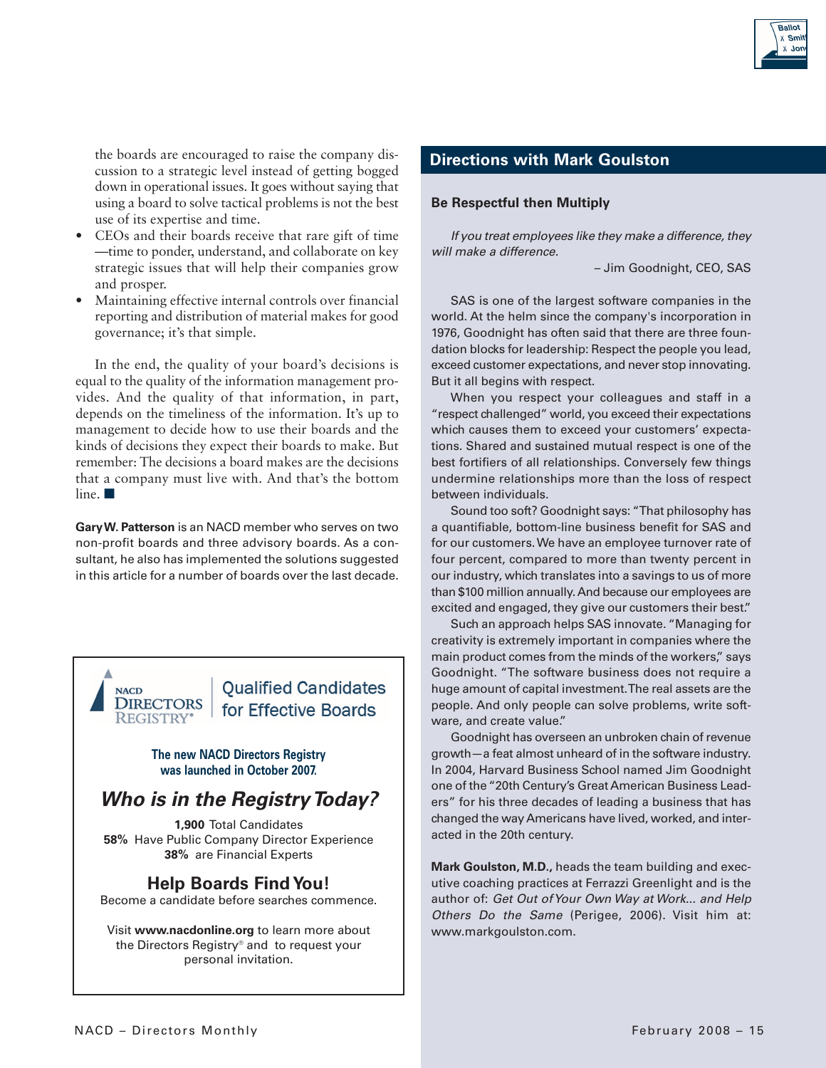the boards are encouraged to raise the company discussion to a strategic level instead of getting bogged down in operational issues. It goes without saying that using a board to solve tactical problems is not the best use of its expertise and time.

- CEOs and their boards receive that rare gift of time —time to ponder, understand, and collaborate on key strategic issues that will help their companies grow and prosper.
- Maintaining effective internal controls over financial reporting and distribution of material makes for good governance; it's that simple.

In the end, the quality of your board's decisions is equal to the quality of the information management provides. And the quality of that information, in part, depends on the timeliness of the information. It's up to management to decide how to use their boards and the kinds of decisions they expect their boards to make. But remember: The decisions a board makes are the decisions that a company must live with. And that's the bottom line. ■

**Gary W. Patterson** is an NACD member who serves on two non-profit boards and three advisory boards. As a consultant, he also has implemented the solutions suggested in this article for a number of boards over the last decade.

NACD DIRECTORS REGISTRY® | Qualified Candidates for Effective Boards

**The new NACD Directors Registry was launched in October 2007.**

***Who is in the Registry Today?***

**1,900** Total Candidates
**58%** Have Public Company Director Experience
**38%** are Financial Experts

**Help Boards Find You!**

Become a candidate before searches commence.

Visit **www.nacdonline.org** to learn more about the Directors Registry® and to request your personal invitation.

## Directions with Mark Goulston

### Be Respectful then Multiply

*If you treat employees like they make a difference, they will make a difference.*

– Jim Goodnight, CEO, SAS

SAS is one of the largest software companies in the world. At the helm since the company's incorporation in 1976, Goodnight has often said that there are three foundation blocks for leadership: Respect the people you lead, exceed customer expectations, and never stop innovating. But it all begins with respect.

When you respect your colleagues and staff in a "respect challenged" world, you exceed their expectations which causes them to exceed your customers' expectations. Shared and sustained mutual respect is one of the best fortifiers of all relationships. Conversely few things undermine relationships more than the loss of respect between individuals.

Sound too soft? Goodnight says: "That philosophy has a quantifiable, bottom-line business benefit for SAS and for our customers. We have an employee turnover rate of four percent, compared to more than twenty percent in our industry, which translates into a savings to us of more than $100 million annually. And because our employees are excited and engaged, they give our customers their best."

Such an approach helps SAS innovate. "Managing for creativity is extremely important in companies where the main product comes from the minds of the workers," says Goodnight. "The software business does not require a huge amount of capital investment. The real assets are the people. And only people can solve problems, write software, and create value."

Goodnight has overseen an unbroken chain of revenue growth—a feat almost unheard of in the software industry. In 2004, Harvard Business School named Jim Goodnight one of the "20th Century's Great American Business Leaders" for his three decades of leading a business that has changed the way Americans have lived, worked, and interacted in the 20th century.

**Mark Goulston, M.D.,** heads the team building and executive coaching practices at Ferrazzi Greenlight and is the author of: *Get Out of Your Own Way at Work... and Help Others Do the Same* (Perigee, 2006). Visit him at: www.markgoulston.com.